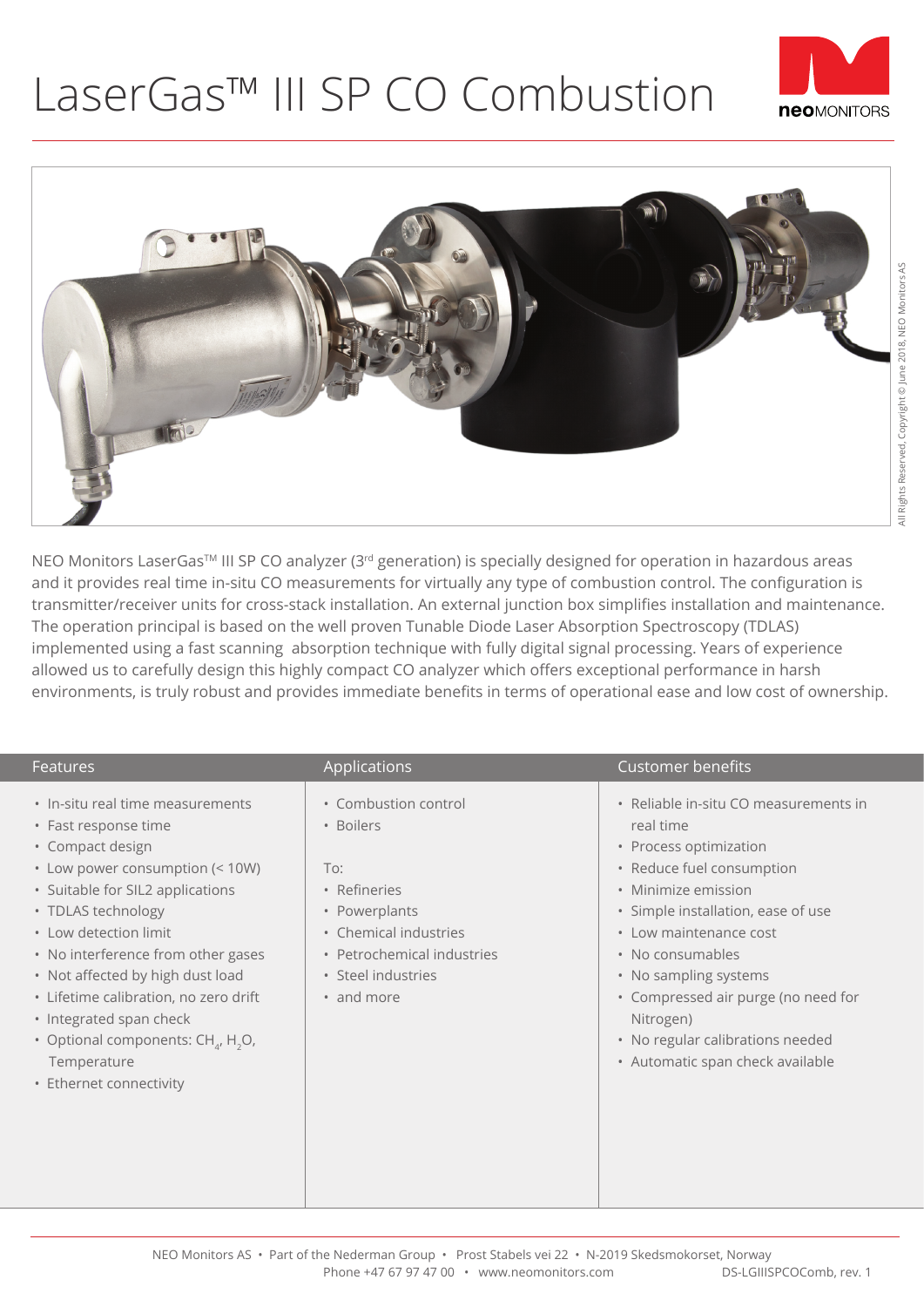# LaserGas™ III SP CO Combustion

NEO Monitors LaserGas™ III SP CO analyzer (3rd generation) is specially designed for operation in hazardous areas and it provides real time in-situ CO measurements for virtually any type of combustion control. The configuration is transmitter/receiver units for cross-stack installation. An external junction box simplifies installation and maintenance. The operation principal is based on the well proven Tunable Diode Laser Absorption Spectroscopy (TDLAS) implemented using a fast scanning absorption technique with fully digital signal processing. Years of experience allowed us to carefully design this highly compact CO analyzer which offers exceptional performance in harsh environments, is truly robust and provides immediate benefits in terms of operational ease and low cost of ownership.

## Features

- In-situ real time measurements
- Fast response time
- Compact design
- Low power consumption (< 10W)
- Suitable for SIL2 applications
- TDLAS technology
- Low detection limit
- No interference from other gases
- Not affected by high dust load
- Lifetime calibration, no zero drift
- Integrated span check
- Optional components: $CH_4$, $H_2O$, Temperature
- Ethernet connectivity

## Applications

- Combustion control
- Boilers

To:

- Refineries
- Powerplants
- Chemical industries
- Petrochemical industries
- Steel industries
- and more

## Customer benefits

- Reliable in-situ CO measurements in real time
- Process optimization
- Reduce fuel consumption
- Minimize emission
- Simple installation, ease of use
- Low maintenance cost
- No consumables
- No sampling systems
- Compressed air purge (no need for Nitrogen)
- No regular calibrations needed
- Automatic span check available

NEO Monitors AS • Part of the Nederman Group • Prost Stabels vei 22 • N-2019 Skedsmokorset, Norway
Phone +47 67 97 47 00 • www.neomonitors.com

DS-LGIIISPCOComb, rev. 1

All Rights Reserved, Copyright © June 2018, NEO Monitors AS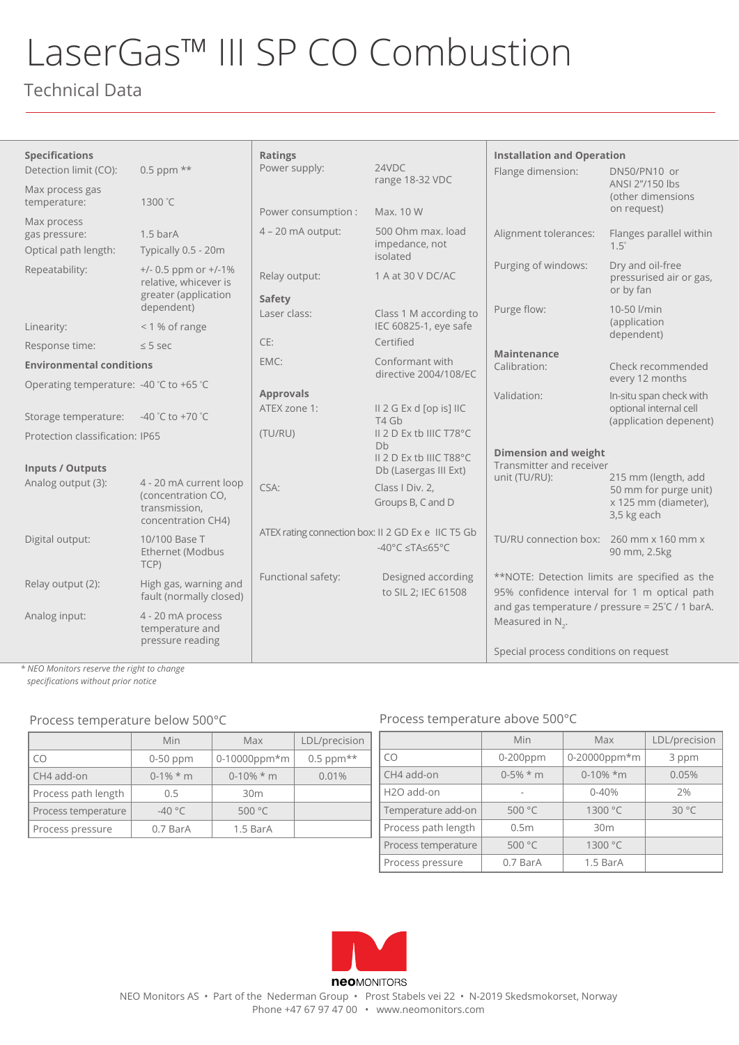# LaserGas™ III SP CO Combustion

## Technical Data

**Specifications**

| | |
|---|---|
| Detection limit (CO): | 0.5 ppm ** |
| Max process gas temperature: | 1300 °C |
| Max process gas pressure: | 1.5 barA |
| Optical path length: | Typically 0.5 - 20m |
| Repeatability: | +/- 0.5 ppm or +/-1% relative, whicever is greater (application dependent) |
| Linearity: | < 1 % of range |
| Response time: | ≤ 5 sec |

**Environmental conditions**

| | |
|---|---|
| Operating temperature: | -40 °C to +65 °C |
| Storage temperature: | -40 °C to +70 °C |
| Protection classification: | IP65 |

**Inputs / Outputs**

| | |
|---|---|
| Analog output (3): | 4 - 20 mA current loop (concentration CO, transmission, concentration CH4) |
| Digital output: | 10/100 Base T Ethernet (Modbus TCP) |
| Relay output (2): | High gas, warning and fault (normally closed) |
| Analog input: | 4 - 20 mA process temperature and pressure reading |

**Ratings**

| | |
|---|---|
| Power supply: | 24VDC range 18-32 VDC |
| Power consumption : | Max. 10 W |
| 4 – 20 mA output: | 500 Ohm max. load impedance, not isolated |
| Relay output: | 1 A at 30 V DC/AC |

**Safety**

| | |
|---|---|
| Laser class: | Class 1 M according to IEC 60825-1, eye safe |
| CE: | Certified |
| EMC: | Conformant with directive 2004/108/EC |

**Approvals**

| | |
|---|---|
| ATEX zone 1: (TU/RU) | II 2 G Ex d [op is] IIC T4 Gb; II 2 D Ex tb IIIC T78°C Db; II 2 D Ex tb IIIC T88°C Db (Lasergas III Ext) |
| CSA: | Class I Div. 2, Groups B, C and D |
| ATEX rating connection box: | II 2 GD Ex e IIC T5 Gb -40°C ≤TA≤65°C |
| Functional safety: | Designed according to SIL 2; IEC 61508 |

**Installation and Operation**

| | |
|---|---|
| Flange dimension: | DN50/PN10 or ANSI 2"/150 lbs (other dimensions on request) |
| Alignment tolerances: | Flanges parallel within 1.5° |
| Purging of windows: | Dry and oil-free pressurised air or gas, or by fan |
| Purge flow: | 10-50 l/min (application dependent) |

**Maintenance**

| | |
|---|---|
| Calibration: | Check recommended every 12 months |
| Validation: | In-situ span check with optional internal cell (application depenent) |

**Dimension and weight**

| | |
|---|---|
| Transmitter and receiver unit (TU/RU): | 215 mm (length, add 50 mm for purge unit) x 125 mm (diameter), 3,5 kg each |
| TU/RU connection box: | 260 mm x 160 mm x 90 mm, 2.5kg |

**NOTE: Detection limits are specified as the 95% confidence interval for 1 m optical path and gas temperature / pressure = 25°C / 1 barA. Measured in $N_2$.

Special process conditions on request

*\* NEO Monitors reserve the right to change specifications without prior notice*

### Process temperature below 500°C

| | Min | Max | LDL/precision |
|---|---|---|---|
| CO | 0-50 ppm | 0-10000ppm*m | 0.5 ppm** |
| CH4 add-on | 0-1% * m | 0-10% * m | 0.01% |
| Process path length | 0.5 | 30m | |
| Process temperature | -40 °C | 500 °C | |
| Process pressure | 0.7 BarA | 1.5 BarA | |

### Process temperature above 500°C

| | Min | Max | LDL/precision |
|---|---|---|---|
| CO | 0-200ppm | 0-20000ppm*m | 3 ppm |
| CH4 add-on | 0-5% * m | 0-10% *m | 0.05% |
| H2O add-on | - | 0-40% | 2% |
| Temperature add-on | 500 °C | 1300 °C | 30 °C |
| Process path length | 0.5m | 30m | |
| Process temperature | 500 °C | 1300 °C | |
| Process pressure | 0.7 BarA | 1.5 BarA | |

**neo**MONITORS

NEO Monitors AS • Part of the Nederman Group • Prost Stabels vei 22 • N-2019 Skedsmokorset, Norway
Phone +47 67 97 47 00 • www.neomonitors.com